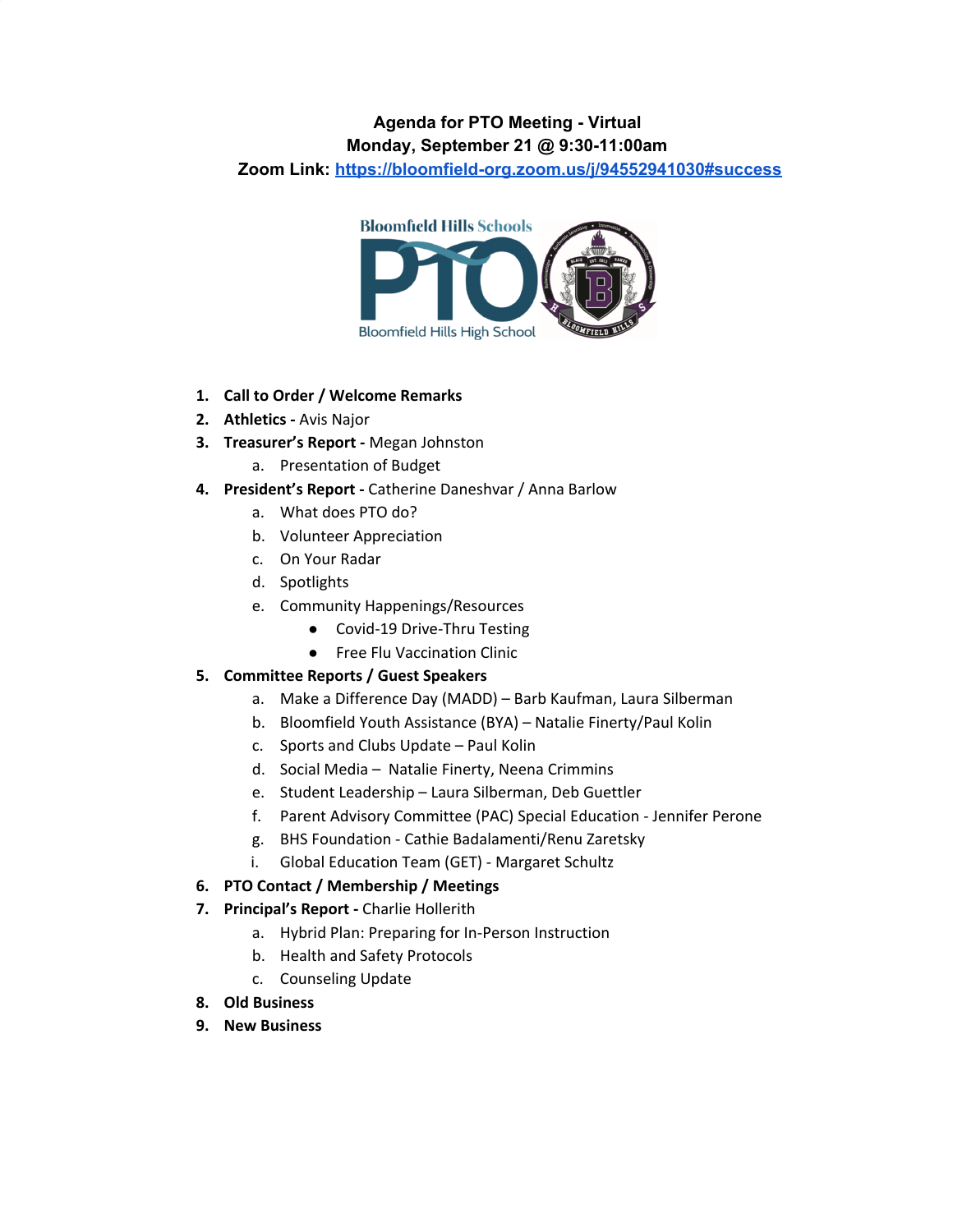**Agenda for PTO Meeting - Virtual**
**Monday, September 21 @ 9:30-11:00am**
**Zoom Link: [https://bloomfield-org.zoom.us/j/94552941030#success](https://bloomfield-org.zoom.us/j/94552941030#success)**

1. **Call to Order / Welcome Remarks**
2. **Athletics -** Avis Najor
3. **Treasurer's Report -** Megan Johnston
   a. Presentation of Budget
4. **President's Report -** Catherine Daneshvar / Anna Barlow
   a. What does PTO do?
   b. Volunteer Appreciation
   c. On Your Radar
   d. Spotlights
   e. Community Happenings/Resources
      - Covid-19 Drive-Thru Testing
      - Free Flu Vaccination Clinic
5. **Committee Reports / Guest Speakers**
   a. Make a Difference Day (MADD) – Barb Kaufman, Laura Silberman
   b. Bloomfield Youth Assistance (BYA) – Natalie Finerty/Paul Kolin
   c. Sports and Clubs Update – Paul Kolin
   d. Social Media – Natalie Finerty, Neena Crimmins
   e. Student Leadership – Laura Silberman, Deb Guettler
   f. Parent Advisory Committee (PAC) Special Education - Jennifer Perone
   g. BHS Foundation - Cathie Badalamenti/Renu Zaretsky
   i. Global Education Team (GET) - Margaret Schultz
6. **PTO Contact / Membership / Meetings**
7. **Principal's Report -** Charlie Hollerith
   a. Hybrid Plan: Preparing for In-Person Instruction
   b. Health and Safety Protocols
   c. Counseling Update
8. **Old Business**
9. **New Business**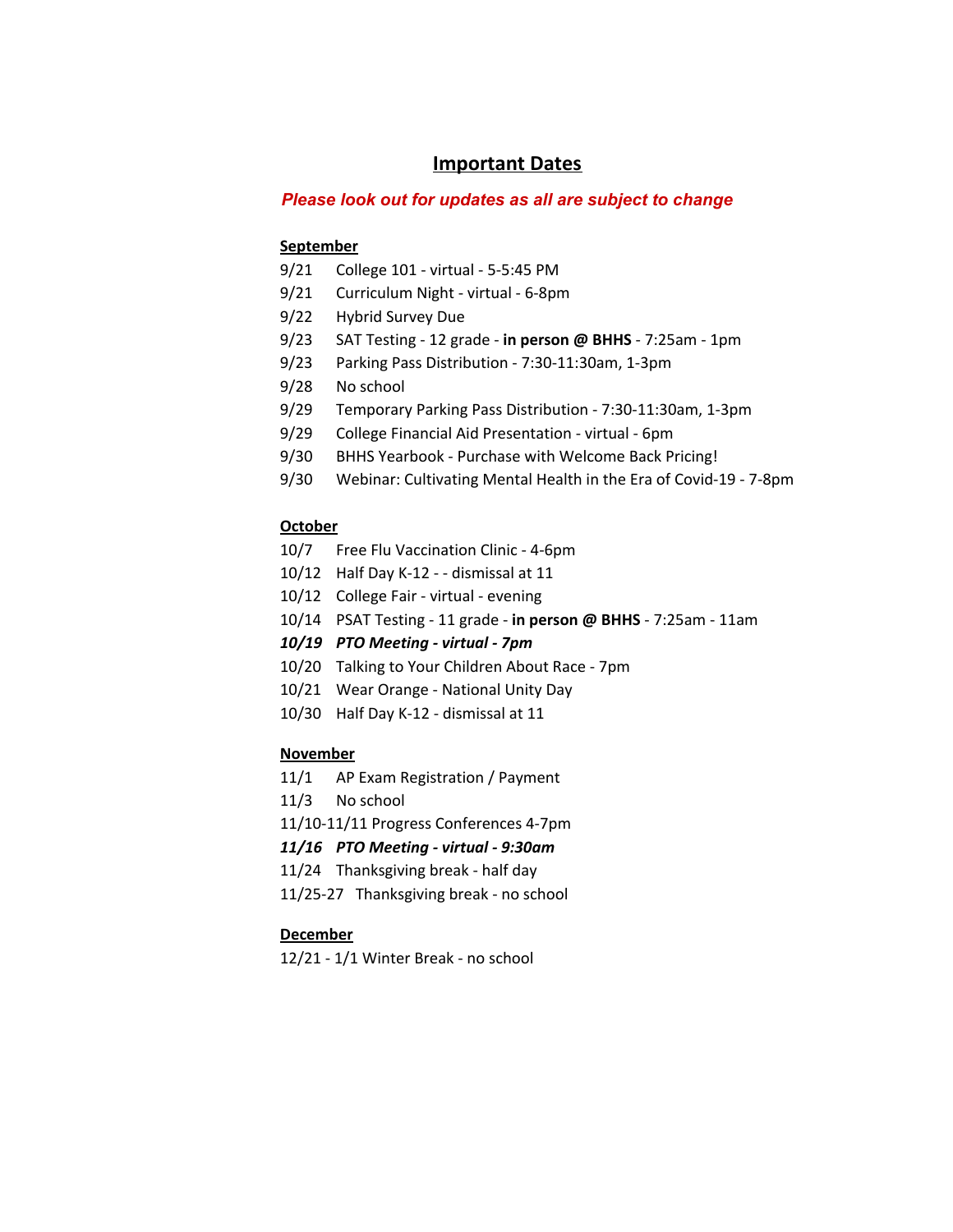## Important Dates

***Please look out for updates as all are subject to change***

**September**

9/21 College 101 - virtual - 5-5:45 PM
9/21 Curriculum Night - virtual - 6-8pm
9/22 Hybrid Survey Due
9/23 SAT Testing - 12 grade - **in person @ BHHS** - 7:25am - 1pm
9/23 Parking Pass Distribution - 7:30-11:30am, 1-3pm
9/28 No school
9/29 Temporary Parking Pass Distribution - 7:30-11:30am, 1-3pm
9/29 College Financial Aid Presentation - virtual - 6pm
9/30 BHHS Yearbook - Purchase with Welcome Back Pricing!
9/30 Webinar: Cultivating Mental Health in the Era of Covid-19 - 7-8pm

**October**

10/7 Free Flu Vaccination Clinic - 4-6pm
10/12 Half Day K-12 - - dismissal at 11
10/12 College Fair - virtual - evening
10/14 PSAT Testing - 11 grade - **in person @ BHHS** - 7:25am - 11am
***10/19 PTO Meeting - virtual - 7pm***
10/20 Talking to Your Children About Race - 7pm
10/21 Wear Orange - National Unity Day
10/30 Half Day K-12 - dismissal at 11

**November**

11/1 AP Exam Registration / Payment
11/3 No school
11/10-11/11 Progress Conferences 4-7pm
***11/16 PTO Meeting - virtual - 9:30am***
11/24 Thanksgiving break - half day
11/25-27 Thanksgiving break - no school

**December**

12/21 - 1/1 Winter Break - no school